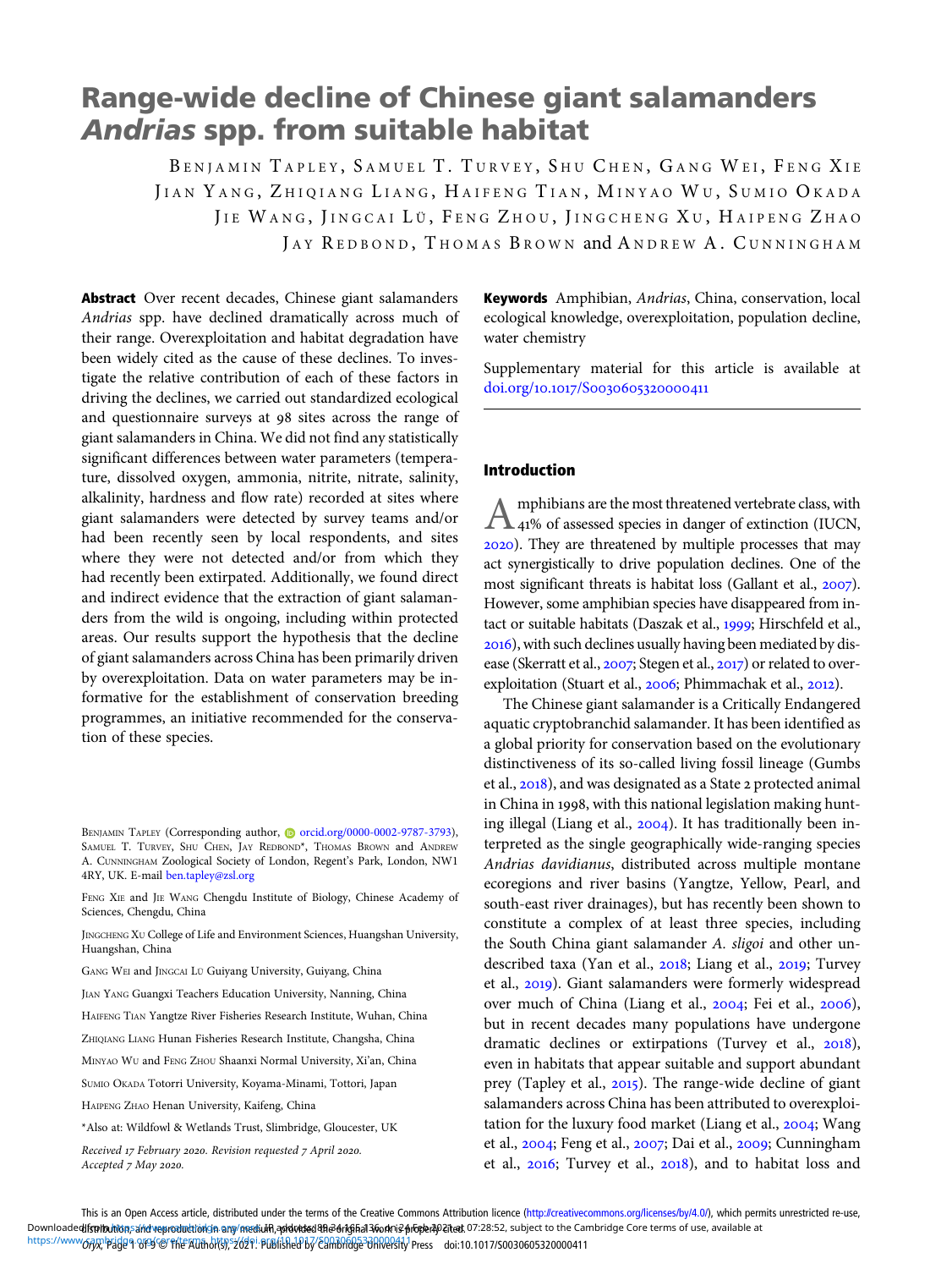# Range-wide decline of Chinese giant salamanders *Andrias* spp. from suitable habitat

BENJAMIN TAPLEY, SAMUEL T. TURVEY, SHU CHEN, GANG WEI, FENG XIE
JIAN YANG, ZHIQIANG LIANG, HAIFENG TIAN, MINYAO WU, SUMIO OKADA
JIE WANG, JINGCAI LÜ, FENG ZHOU, JINGCHENG XU, HAIPENG ZHAO
JAY REDBOND, THOMAS BROWN and ANDREW A. CUNNINGHAM

**Abstract** Over recent decades, Chinese giant salamanders *Andrias* spp. have declined dramatically across much of their range. Overexploitation and habitat degradation have been widely cited as the cause of these declines. To investigate the relative contribution of each of these factors in driving the declines, we carried out standardized ecological and questionnaire surveys at 98 sites across the range of giant salamanders in China. We did not find any statistically significant differences between water parameters (temperature, dissolved oxygen, ammonia, nitrite, nitrate, salinity, alkalinity, hardness and flow rate) recorded at sites where giant salamanders were detected by survey teams and/or had been recently seen by local respondents, and sites where they were not detected and/or from which they had recently been extirpated. Additionally, we found direct and indirect evidence that the extraction of giant salamanders from the wild is ongoing, including within protected areas. Our results support the hypothesis that the decline of giant salamanders across China has been primarily driven by overexploitation. Data on water parameters may be informative for the establishment of conservation breeding programmes, an initiative recommended for the conservation of these species.

**Keywords** Amphibian, *Andrias*, China, conservation, local ecological knowledge, overexploitation, population decline, water chemistry

Supplementary material for this article is available at doi.org/10.1017/S0030605320000411

BENJAMIN TAPLEY (Corresponding author, orcid.org/0000-0002-9787-3793), SAMUEL T. TURVEY, SHU CHEN, JAY REDBOND*, THOMAS BROWN and ANDREW A. CUNNINGHAM Zoological Society of London, Regent's Park, London, NW1 4RY, UK. E-mail ben.tapley@zsl.org

FENG XIE and JIE WANG Chengdu Institute of Biology, Chinese Academy of Sciences, Chengdu, China

JINGCHENG XU College of Life and Environment Sciences, Huangshan University, Huangshan, China

GANG WEI and JINGCAI LÜ Guiyang University, Guiyang, China

JIAN YANG Guangxi Teachers Education University, Nanning, China

HAIFENG TIAN Yangtze River Fisheries Research Institute, Wuhan, China

ZHIQIANG LIANG Hunan Fisheries Research Institute, Changsha, China

MINYAO WU and FENG ZHOU Shaanxi Normal University, Xi'an, China

SUMIO OKADA Totorri University, Koyama-Minami, Tottori, Japan

HAIPENG ZHAO Henan University, Kaifeng, China

*Also at: Wildfowl & Wetlands Trust, Slimbridge, Gloucester, UK

*Received 17 February 2020. Revision requested 7 April 2020. Accepted 7 May 2020.*

## Introduction

Amphibians are the most threatened vertebrate class, with 41% of assessed species in danger of extinction (IUCN, 2020). They are threatened by multiple processes that may act synergistically to drive population declines. One of the most significant threats is habitat loss (Gallant et al., 2007). However, some amphibian species have disappeared from intact or suitable habitats (Daszak et al., 1999; Hirschfeld et al., 2016), with such declines usually having been mediated by disease (Skerratt et al., 2007; Stegen et al., 2017) or related to overexploitation (Stuart et al., 2006; Phimmachak et al., 2012).

The Chinese giant salamander is a Critically Endangered aquatic cryptobranchid salamander. It has been identified as a global priority for conservation based on the evolutionary distinctiveness of its so-called living fossil lineage (Gumbs et al., 2018), and was designated as a State 2 protected animal in China in 1998, with this national legislation making hunting illegal (Liang et al., 2004). It has traditionally been interpreted as the single geographically wide-ranging species *Andrias davidianus*, distributed across multiple montane ecoregions and river basins (Yangtze, Yellow, Pearl, and south-east river drainages), but has recently been shown to constitute a complex of at least three species, including the South China giant salamander *A. sligoi* and other undescribed taxa (Yan et al., 2018; Liang et al., 2019; Turvey et al., 2019). Giant salamanders were formerly widespread over much of China (Liang et al., 2004; Fei et al., 2006), but in recent decades many populations have undergone dramatic declines or extirpations (Turvey et al., 2018), even in habitats that appear suitable and support abundant prey (Tapley et al., 2015). The range-wide decline of giant salamanders across China has been attributed to overexploitation for the luxury food market (Liang et al., 2004; Wang et al., 2004; Feng et al., 2007; Dai et al., 2009; Cunningham et al., 2016; Turvey et al., 2018), and to habitat loss and

This is an Open Access article, distributed under the terms of the Creative Commons Attribution licence (http://creativecommons.org/licenses/by/4.0/), which permits unrestricted re-use, distribution, and reproduction in any medium, provided the original work is properly cited.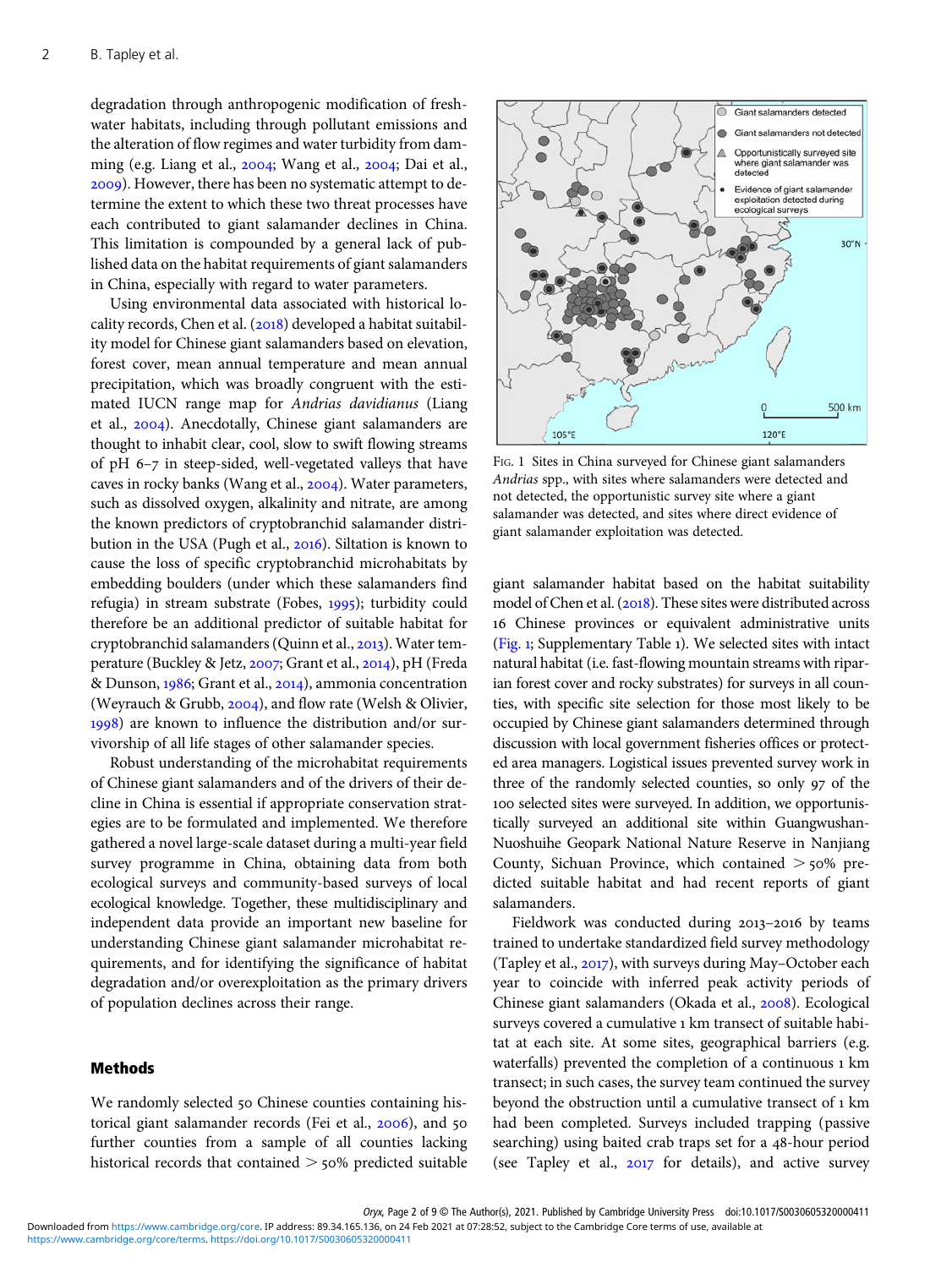degradation through anthropogenic modification of freshwater habitats, including through pollutant emissions and the alteration of flow regimes and water turbidity from damming (e.g. Liang et al., 2004; Wang et al., 2004; Dai et al., 2009). However, there has been no systematic attempt to determine the extent to which these two threat processes have each contributed to giant salamander declines in China. This limitation is compounded by a general lack of published data on the habitat requirements of giant salamanders in China, especially with regard to water parameters.

Using environmental data associated with historical locality records, Chen et al. (2018) developed a habitat suitability model for Chinese giant salamanders based on elevation, forest cover, mean annual temperature and mean annual precipitation, which was broadly congruent with the estimated IUCN range map for *Andrias davidianus* (Liang et al., 2004). Anecdotally, Chinese giant salamanders are thought to inhabit clear, cool, slow to swift flowing streams of pH 6–7 in steep-sided, well-vegetated valleys that have caves in rocky banks (Wang et al., 2004). Water parameters, such as dissolved oxygen, alkalinity and nitrate, are among the known predictors of cryptobranchid salamander distribution in the USA (Pugh et al., 2016). Siltation is known to cause the loss of specific cryptobranchid microhabitats by embedding boulders (under which these salamanders find refugia) in stream substrate (Fobes, 1995); turbidity could therefore be an additional predictor of suitable habitat for cryptobranchid salamanders (Quinn et al., 2013). Water temperature (Buckley & Jetz, 2007; Grant et al., 2014), pH (Freda & Dunson, 1986; Grant et al., 2014), ammonia concentration (Weyrauch & Grubb, 2004), and flow rate (Welsh & Olivier, 1998) are known to influence the distribution and/or survivorship of all life stages of other salamander species.

Robust understanding of the microhabitat requirements of Chinese giant salamanders and of the drivers of their decline in China is essential if appropriate conservation strategies are to be formulated and implemented. We therefore gathered a novel large-scale dataset during a multi-year field survey programme in China, obtaining data from both ecological surveys and community-based surveys of local ecological knowledge. Together, these multidisciplinary and independent data provide an important new baseline for understanding Chinese giant salamander microhabitat requirements, and for identifying the significance of habitat degradation and/or overexploitation as the primary drivers of population declines across their range.

## Methods

We randomly selected 50 Chinese counties containing historical giant salamander records (Fei et al., 2006), and 50 further counties from a sample of all counties lacking historical records that contained > 50% predicted suitable giant salamander habitat based on the habitat suitability model of Chen et al. (2018). These sites were distributed across 16 Chinese provinces or equivalent administrative units (Fig. 1; Supplementary Table 1). We selected sites with intact natural habitat (i.e. fast-flowing mountain streams with riparian forest cover and rocky substrates) for surveys in all counties, with specific site selection for those most likely to be occupied by Chinese giant salamanders determined through discussion with local government fisheries offices or protected area managers. Logistical issues prevented survey work in three of the randomly selected counties, so only 97 of the 100 selected sites were surveyed. In addition, we opportunistically surveyed an additional site within Guangwushan-Nuoshuihe Geopark National Nature Reserve in Nanjiang County, Sichuan Province, which contained > 50% predicted suitable habitat and had recent reports of giant salamanders.

Fig. 1 Sites in China surveyed for Chinese giant salamanders *Andrias* spp., with sites where salamanders were detected and not detected, the opportunistic survey site where a giant salamander was detected, and sites where direct evidence of giant salamander exploitation was detected.

Fieldwork was conducted during 2013–2016 by teams trained to undertake standardized field survey methodology (Tapley et al., 2017), with surveys during May–October each year to coincide with inferred peak activity periods of Chinese giant salamanders (Okada et al., 2008). Ecological surveys covered a cumulative 1 km transect of suitable habitat at each site. At some sites, geographical barriers (e.g. waterfalls) prevented the completion of a continuous 1 km transect; in such cases, the survey team continued the survey beyond the obstruction until a cumulative transect of 1 km had been completed. Surveys included trapping (passive searching) using baited crab traps set for a 48-hour period (see Tapley et al., 2017 for details), and active survey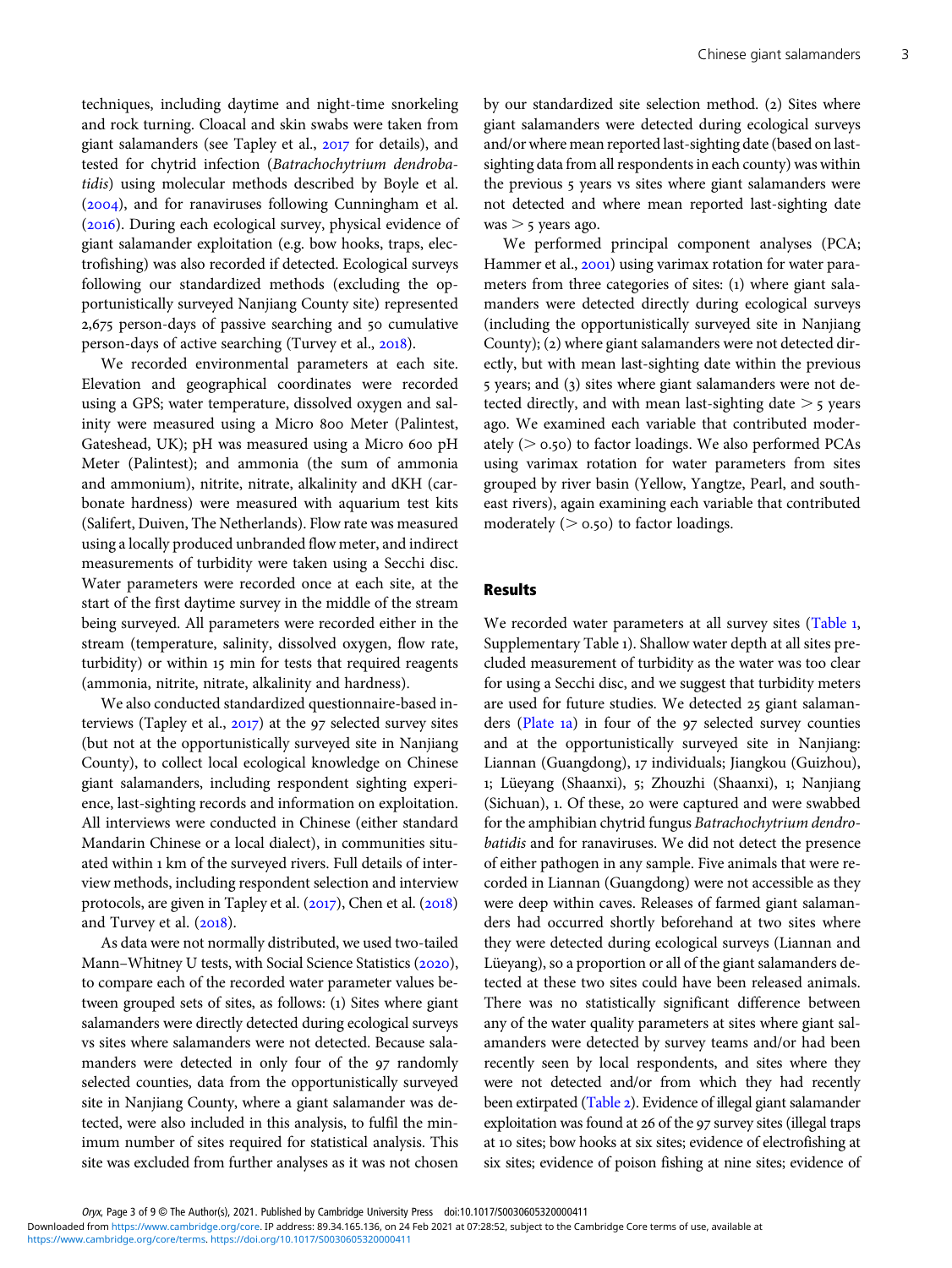techniques, including daytime and night-time snorkeling and rock turning. Cloacal and skin swabs were taken from giant salamanders (see Tapley et al., 2017 for details), and tested for chytrid infection (*Batrachochytrium dendrobatidis*) using molecular methods described by Boyle et al. (2004), and for ranaviruses following Cunningham et al. (2016). During each ecological survey, physical evidence of giant salamander exploitation (e.g. bow hooks, traps, electrofishing) was also recorded if detected. Ecological surveys following our standardized methods (excluding the opportunistically surveyed Nanjiang County site) represented 2,675 person-days of passive searching and 50 cumulative person-days of active searching (Turvey et al., 2018).

We recorded environmental parameters at each site. Elevation and geographical coordinates were recorded using a GPS; water temperature, dissolved oxygen and salinity were measured using a Micro 800 Meter (Palintest, Gateshead, UK); pH was measured using a Micro 600 pH Meter (Palintest); and ammonia (the sum of ammonia and ammonium), nitrite, nitrate, alkalinity and dKH (carbonate hardness) were measured with aquarium test kits (Salifert, Duiven, The Netherlands). Flow rate was measured using a locally produced unbranded flow meter, and indirect measurements of turbidity were taken using a Secchi disc. Water parameters were recorded once at each site, at the start of the first daytime survey in the middle of the stream being surveyed. All parameters were recorded either in the stream (temperature, salinity, dissolved oxygen, flow rate, turbidity) or within 15 min for tests that required reagents (ammonia, nitrite, nitrate, alkalinity and hardness).

We also conducted standardized questionnaire-based interviews (Tapley et al., 2017) at the 97 selected survey sites (but not at the opportunistically surveyed site in Nanjiang County), to collect local ecological knowledge on Chinese giant salamanders, including respondent sighting experience, last-sighting records and information on exploitation. All interviews were conducted in Chinese (either standard Mandarin Chinese or a local dialect), in communities situated within 1 km of the surveyed rivers. Full details of interview methods, including respondent selection and interview protocols, are given in Tapley et al. (2017), Chen et al. (2018) and Turvey et al. (2018).

As data were not normally distributed, we used two-tailed Mann–Whitney U tests, with Social Science Statistics (2020), to compare each of the recorded water parameter values between grouped sets of sites, as follows: (1) Sites where giant salamanders were directly detected during ecological surveys vs sites where salamanders were not detected. Because salamanders were detected in only four of the 97 randomly selected counties, data from the opportunistically surveyed site in Nanjiang County, where a giant salamander was detected, were also included in this analysis, to fulfil the minimum number of sites required for statistical analysis. This site was excluded from further analyses as it was not chosen by our standardized site selection method. (2) Sites where giant salamanders were detected during ecological surveys and/or where mean reported last-sighting date (based on last-sighting data from all respondents in each county) was within the previous 5 years vs sites where giant salamanders were not detected and where mean reported last-sighting date was $> 5$ years ago.

We performed principal component analyses (PCA; Hammer et al., 2001) using varimax rotation for water parameters from three categories of sites: (1) where giant salamanders were detected directly during ecological surveys (including the opportunistically surveyed site in Nanjiang County); (2) where giant salamanders were not detected directly, but with mean last-sighting date within the previous 5 years; and (3) sites where giant salamanders were not detected directly, and with mean last-sighting date $> 5$ years ago. We examined each variable that contributed moderately ($> 0.50$) to factor loadings. We also performed PCAs using varimax rotation for water parameters from sites grouped by river basin (Yellow, Yangtze, Pearl, and southeast rivers), again examining each variable that contributed moderately ($> 0.50$) to factor loadings.

## Results

We recorded water parameters at all survey sites (Table 1, Supplementary Table 1). Shallow water depth at all sites precluded measurement of turbidity as the water was too clear for using a Secchi disc, and we suggest that turbidity meters are used for future studies. We detected 25 giant salamanders (Plate 1a) in four of the 97 selected survey counties and at the opportunistically surveyed site in Nanjiang: Liannan (Guangdong), 17 individuals; Jiangkou (Guizhou), 1; Lüeyang (Shaanxi), 5; Zhouzhi (Shaanxi), 1; Nanjiang (Sichuan), 1. Of these, 20 were captured and were swabbed for the amphibian chytrid fungus *Batrachochytrium dendrobatidis* and for ranaviruses. We did not detect the presence of either pathogen in any sample. Five animals that were recorded in Liannan (Guangdong) were not accessible as they were deep within caves. Releases of farmed giant salamanders had occurred shortly beforehand at two sites where they were detected during ecological surveys (Liannan and Lüeyang), so a proportion or all of the giant salamanders detected at these two sites could have been released animals. There was no statistically significant difference between any of the water quality parameters at sites where giant salamanders were detected by survey teams and/or had been recently seen by local respondents, and sites where they were not detected and/or from which they had recently been extirpated (Table 2). Evidence of illegal giant salamander exploitation was found at 26 of the 97 survey sites (illegal traps at 10 sites; bow hooks at six sites; evidence of electrofishing at six sites; evidence of poison fishing at nine sites; evidence of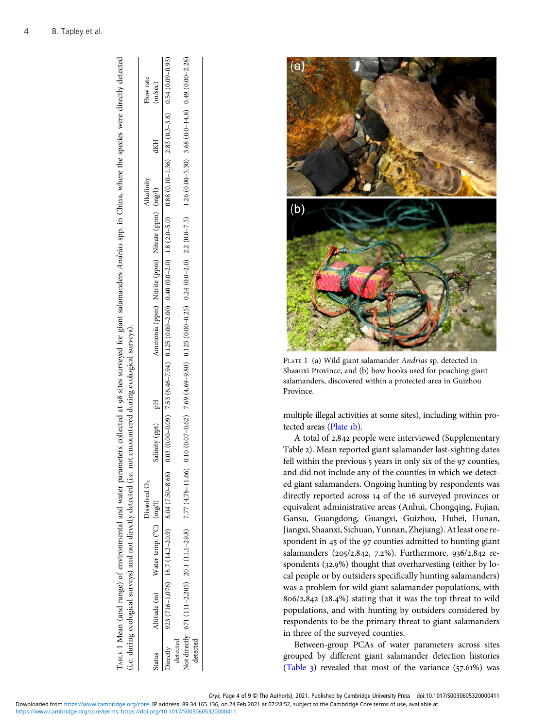Table 1 Mean (and range) of environmental and water parameters collected at 98 sites surveyed for giant salamanders *Andrias* spp. in China, where the species were directly detected (i.e. during ecological surveys) and not directly detected (i.e. not encountered during ecological surveys).

| Status | Altitude (m) | Water temp. (°C) | Dissolved $O_2$ (mg/l) | Salinity (ppt) | pH | Ammonia (ppm) | Nitrite (ppm) | Nitrate (ppm) | Alkalinity (mg/l) | dKH | Flow rate (m/sec) |
|---|---|---|---|---|---|---|---|---|---|---|---|
| Directly detected | 923 (716–1,076) | 18.7 (14.2–20.9) | 8.04 (7.50–8.68) | 0.03 (0.00–0.09) | 7.53 (6.46–7.94) | 0.125 (0.00–2.00) | 0.40 (0.0–2.0) | 1.8 (2.0–5.0) | 0.88 (0.10–1.36) | 2.83 (0.3–3.8) | 0.54 (0.09–0.93) |
| Not directly detected | 671 (111–2,205) | 20.1 (11.1–29.8) | 7.77 (4.78–11.66) | 0.10 (0.07–0.62) | 7.69 (4.69–9.80) | 0.125 (0.00–0.25) | 0.24 (0.0–2.0) | 2.2 (0.0–7.5) | 1.26 (0.00–5.30) | 3.68 (0.0–14.8) | 0.49 (0.00–2.28) |

Plate 1 (a) Wild giant salamander *Andrias* sp. detected in Shaanxi Province, and (b) bow hooks used for poaching giant salamanders, discovered within a protected area in Guizhou Province.

multiple illegal activities at some sites), including within protected areas (Plate 1b).

A total of 2,842 people were interviewed (Supplementary Table 2). Mean reported giant salamander last-sighting dates fell within the previous 5 years in only six of the 97 counties, and did not include any of the counties in which we detected giant salamanders. Ongoing hunting by respondents was directly reported across 14 of the 16 surveyed provinces or equivalent administrative areas (Anhui, Chongqing, Fujian, Gansu, Guangdong, Guangxi, Guizhou, Hubei, Hunan, Jiangxi, Shaanxi, Sichuan, Yunnan, Zhejiang). At least one respondent in 45 of the 97 counties admitted to hunting giant salamanders (205/2,842, 7.2%). Furthermore, 936/2,842 respondents (32.9%) thought that overharvesting (either by local people or by outsiders specifically hunting salamanders) was a problem for wild giant salamander populations, with 806/2,842 (28.4%) stating that it was the top threat to wild populations, and with hunting by outsiders considered by respondents to be the primary threat to giant salamanders in three of the surveyed counties.

Between-group PCAs of water parameters across sites grouped by different giant salamander detection histories (Table 3) revealed that most of the variance (57.61%) was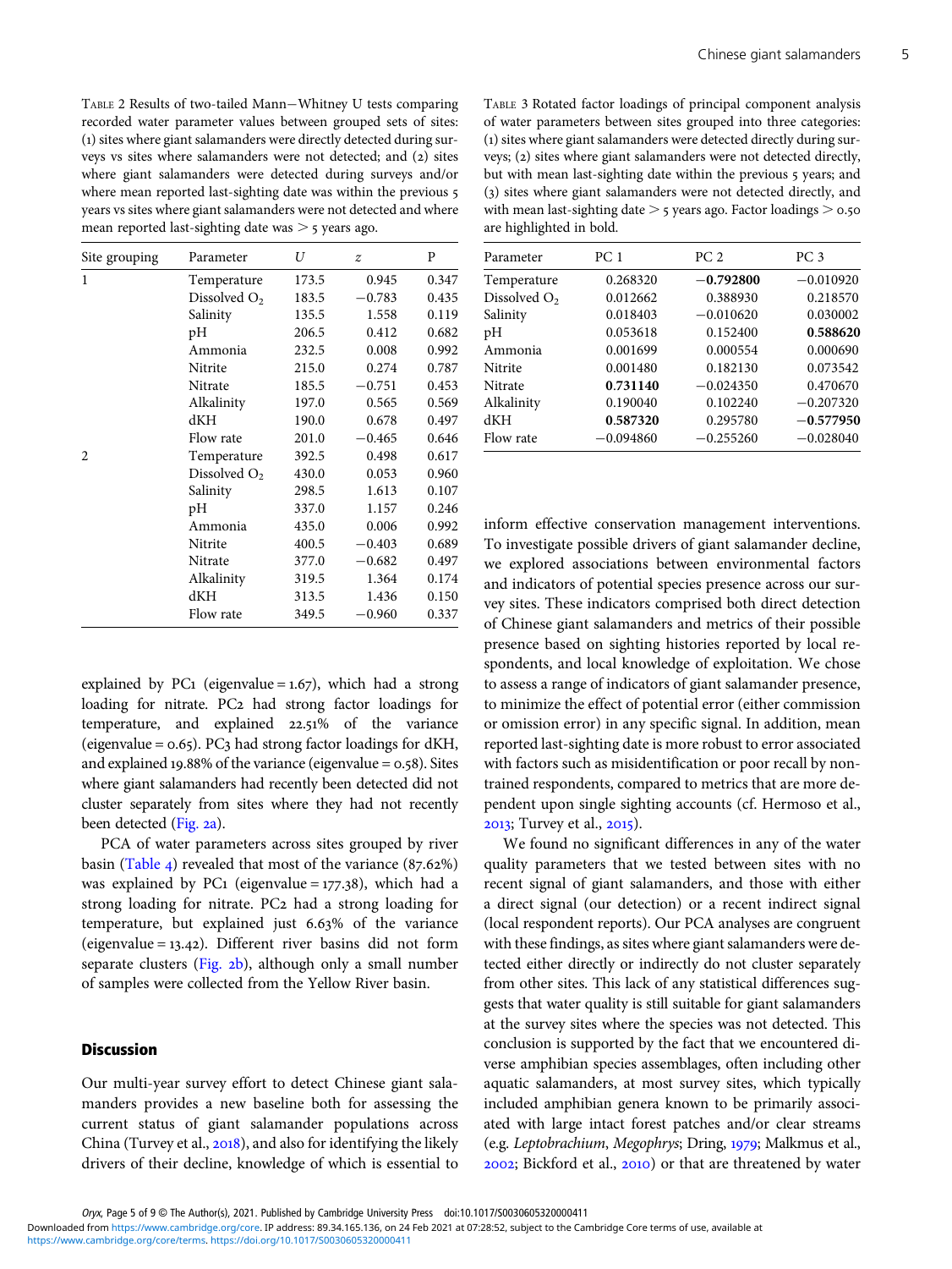TABLE 2 Results of two-tailed Mann−Whitney U tests comparing recorded water parameter values between grouped sets of sites: (1) sites where giant salamanders were directly detected during surveys vs sites where salamanders were not detected; and (2) sites where giant salamanders were detected during surveys and/or where mean reported last-sighting date was within the previous 5 years vs sites where giant salamanders were not detected and where mean reported last-sighting date was > 5 years ago.

| Site grouping | Parameter | U | z | P |
|---|---|---|---|---|
| 1 | Temperature | 173.5 | 0.945 | 0.347 |
| | Dissolved $O_2$ | 183.5 | −0.783 | 0.435 |
| | Salinity | 135.5 | 1.558 | 0.119 |
| | pH | 206.5 | 0.412 | 0.682 |
| | Ammonia | 232.5 | 0.008 | 0.992 |
| | Nitrite | 215.0 | 0.274 | 0.787 |
| | Nitrate | 185.5 | −0.751 | 0.453 |
| | Alkalinity | 197.0 | 0.565 | 0.569 |
| | dKH | 190.0 | 0.678 | 0.497 |
| | Flow rate | 201.0 | −0.465 | 0.646 |
| 2 | Temperature | 392.5 | 0.498 | 0.617 |
| | Dissolved $O_2$ | 430.0 | 0.053 | 0.960 |
| | Salinity | 298.5 | 1.613 | 0.107 |
| | pH | 337.0 | 1.157 | 0.246 |
| | Ammonia | 435.0 | 0.006 | 0.992 |
| | Nitrite | 400.5 | −0.403 | 0.689 |
| | Nitrate | 377.0 | −0.682 | 0.497 |
| | Alkalinity | 319.5 | 1.364 | 0.174 |
| | dKH | 313.5 | 1.436 | 0.150 |
| | Flow rate | 349.5 | −0.960 | 0.337 |

TABLE 3 Rotated factor loadings of principal component analysis of water parameters between sites grouped into three categories: (1) sites where giant salamanders were detected directly during surveys; (2) sites where giant salamanders were not detected directly, but with mean last-sighting date within the previous 5 years; and (3) sites where giant salamanders were not detected directly, and with mean last-sighting date > 5 years ago. Factor loadings > 0.50 are highlighted in bold.

| Parameter | PC 1 | PC 2 | PC 3 |
|---|---|---|---|
| Temperature | 0.268320 | **−0.792800** | −0.010920 |
| Dissolved $O_2$ | 0.012662 | 0.388930 | 0.218570 |
| Salinity | 0.018403 | −0.010620 | 0.030002 |
| pH | 0.053618 | 0.152400 | **0.588620** |
| Ammonia | 0.001699 | 0.000554 | 0.000690 |
| Nitrite | 0.001480 | 0.182130 | 0.073542 |
| Nitrate | **0.731140** | −0.024350 | 0.470670 |
| Alkalinity | 0.190040 | 0.102240 | −0.207320 |
| dKH | **0.587320** | 0.295780 | **−0.577950** |
| Flow rate | −0.094860 | −0.255260 | −0.028040 |

explained by PC1 (eigenvalue = 1.67), which had a strong loading for nitrate. PC2 had strong factor loadings for temperature, and explained 22.51% of the variance (eigenvalue = 0.65). PC3 had strong factor loadings for dKH, and explained 19.88% of the variance (eigenvalue = 0.58). Sites where giant salamanders had recently been detected did not cluster separately from sites where they had not recently been detected (Fig. 2a).

PCA of water parameters across sites grouped by river basin (Table 4) revealed that most of the variance (87.62%) was explained by PC1 (eigenvalue = 177.38), which had a strong loading for nitrate. PC2 had a strong loading for temperature, but explained just 6.63% of the variance (eigenvalue = 13.42). Different river basins did not form separate clusters (Fig. 2b), although only a small number of samples were collected from the Yellow River basin.

## Discussion

Our multi-year survey effort to detect Chinese giant salamanders provides a new baseline both for assessing the current status of giant salamander populations across China (Turvey et al., 2018), and also for identifying the likely drivers of their decline, knowledge of which is essential to inform effective conservation management interventions. To investigate possible drivers of giant salamander decline, we explored associations between environmental factors and indicators of potential species presence across our survey sites. These indicators comprised both direct detection of Chinese giant salamanders and metrics of their possible presence based on sighting histories reported by local respondents, and local knowledge of exploitation. We chose to assess a range of indicators of giant salamander presence, to minimize the effect of potential error (either commission or omission error) in any specific signal. In addition, mean reported last-sighting date is more robust to error associated with factors such as misidentification or poor recall by non-trained respondents, compared to metrics that are more dependent upon single sighting accounts (cf. Hermoso et al., 2013; Turvey et al., 2015).

We found no significant differences in any of the water quality parameters that we tested between sites with no recent signal of giant salamanders, and those with either a direct signal (our detection) or a recent indirect signal (local respondent reports). Our PCA analyses are congruent with these findings, as sites where giant salamanders were detected either directly or indirectly do not cluster separately from other sites. This lack of any statistical differences suggests that water quality is still suitable for giant salamanders at the survey sites where the species was not detected. This conclusion is supported by the fact that we encountered diverse amphibian species assemblages, often including other aquatic salamanders, at most survey sites, which typically included amphibian genera known to be primarily associated with large intact forest patches and/or clear streams (e.g. *Leptobrachium*, *Megophrys*; Dring, 1979; Malkmus et al., 2002; Bickford et al., 2010) or that are threatened by water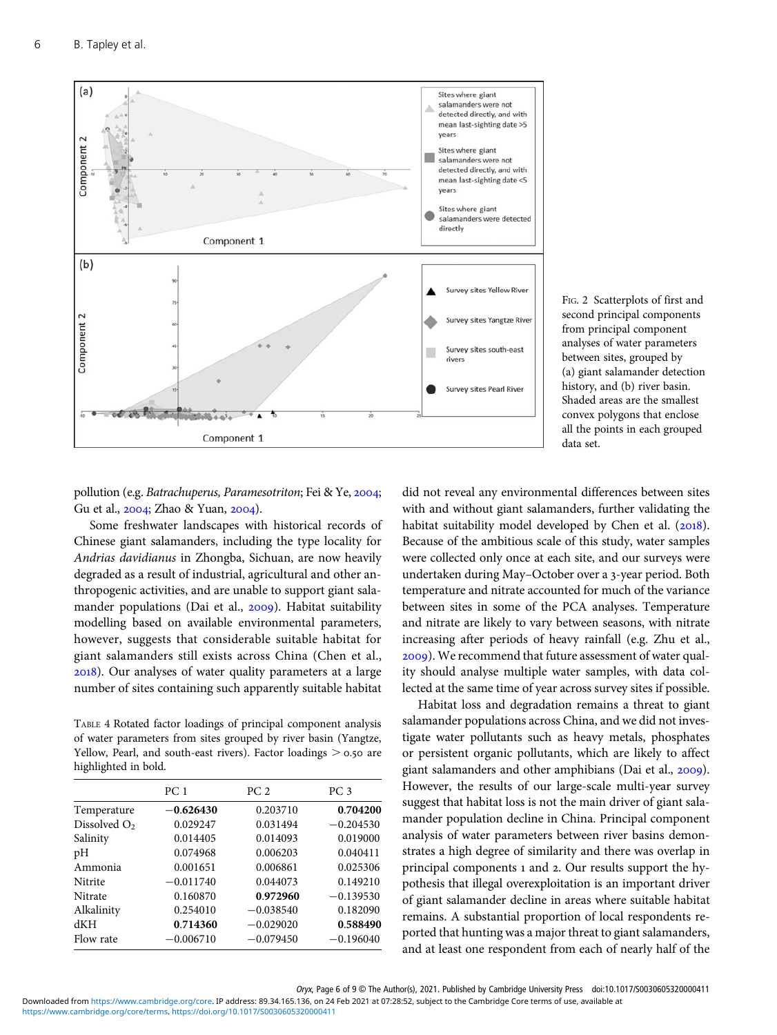Fig. 2 Scatterplots of first and second principal components from principal component analyses of water parameters between sites, grouped by (a) giant salamander detection history, and (b) river basin. Shaded areas are the smallest convex polygons that enclose all the points in each grouped data set.

pollution (e.g. *Batrachuperus, Paramesotriton*; Fei & Ye, 2004; Gu et al., 2004; Zhao & Yuan, 2004).

Some freshwater landscapes with historical records of Chinese giant salamanders, including the type locality for *Andrias davidianus* in Zhongba, Sichuan, are now heavily degraded as a result of industrial, agricultural and other anthropogenic activities, and are unable to support giant salamander populations (Dai et al., 2009). Habitat suitability modelling based on available environmental parameters, however, suggests that considerable suitable habitat for giant salamanders still exists across China (Chen et al., 2018). Our analyses of water quality parameters at a large number of sites containing such apparently suitable habitat did not reveal any environmental differences between sites with and without giant salamanders, further validating the habitat suitability model developed by Chen et al. (2018). Because of the ambitious scale of this study, water samples were collected only once at each site, and our surveys were undertaken during May–October over a 3-year period. Both temperature and nitrate accounted for much of the variance between sites in some of the PCA analyses. Temperature and nitrate are likely to vary between seasons, with nitrate increasing after periods of heavy rainfall (e.g. Zhu et al., 2009). We recommend that future assessment of water quality should analyse multiple water samples, with data collected at the same time of year across survey sites if possible.

Table 4 Rotated factor loadings of principal component analysis of water parameters from sites grouped by river basin (Yangtze, Yellow, Pearl, and south-east rivers). Factor loadings > 0.50 are highlighted in bold.

| | PC 1 | PC 2 | PC 3 |
|---|---|---|---|
| Temperature | **−0.626430** | 0.203710 | **0.704200** |
| Dissolved $O_2$ | 0.029247 | 0.031494 | −0.204530 |
| Salinity | 0.014405 | 0.014093 | 0.019000 |
| pH | 0.074968 | 0.006203 | 0.040411 |
| Ammonia | 0.001651 | 0.006861 | 0.025306 |
| Nitrite | −0.011740 | 0.044073 | 0.149210 |
| Nitrate | 0.160870 | **0.972960** | −0.139530 |
| Alkalinity | 0.254010 | −0.038540 | 0.182090 |
| dKH | **0.714360** | −0.029020 | **0.588490** |
| Flow rate | −0.006710 | −0.079450 | −0.196040 |

Habitat loss and degradation remains a threat to giant salamander populations across China, and we did not investigate water pollutants such as heavy metals, phosphates or persistent organic pollutants, which are likely to affect giant salamanders and other amphibians (Dai et al., 2009). However, the results of our large-scale multi-year survey suggest that habitat loss is not the main driver of giant salamander population decline in China. Principal component analysis of water parameters between river basins demonstrates a high degree of similarity and there was overlap in principal components 1 and 2. Our results support the hypothesis that illegal overexploitation is an important driver of giant salamander decline in areas where suitable habitat remains. A substantial proportion of local respondents reported that hunting was a major threat to giant salamanders, and at least one respondent from each of nearly half of the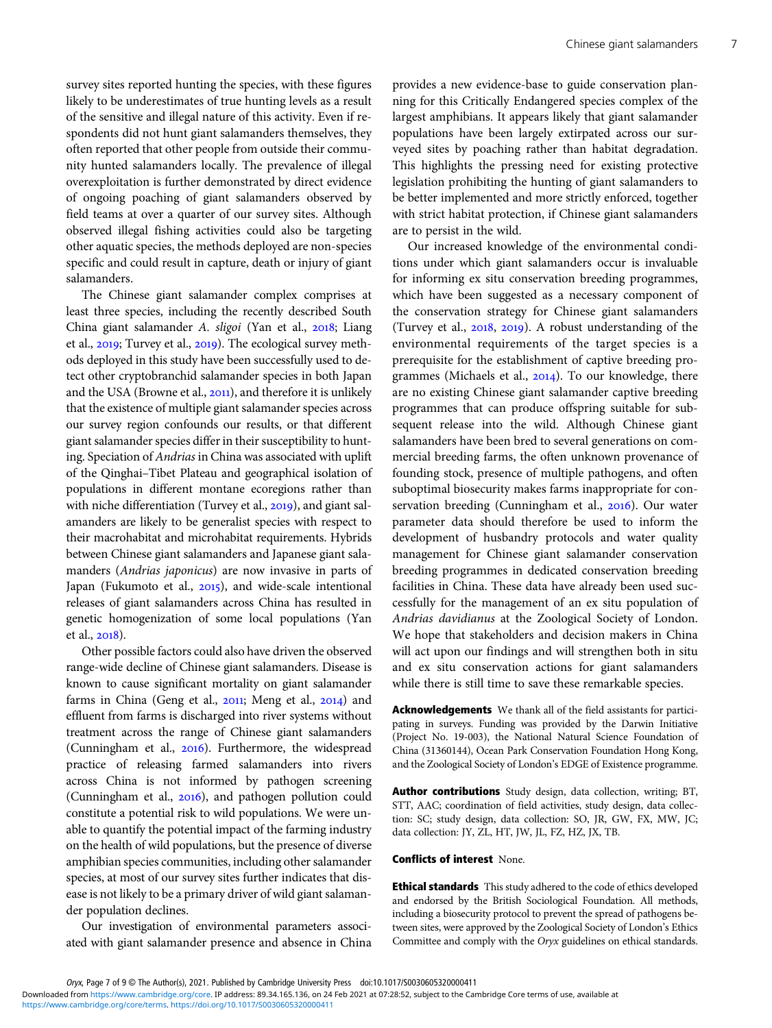survey sites reported hunting the species, with these figures likely to be underestimates of true hunting levels as a result of the sensitive and illegal nature of this activity. Even if respondents did not hunt giant salamanders themselves, they often reported that other people from outside their community hunted salamanders locally. The prevalence of illegal overexploitation is further demonstrated by direct evidence of ongoing poaching of giant salamanders observed by field teams at over a quarter of our survey sites. Although observed illegal fishing activities could also be targeting other aquatic species, the methods deployed are non-species specific and could result in capture, death or injury of giant salamanders.

The Chinese giant salamander complex comprises at least three species, including the recently described South China giant salamander *A. sligoi* (Yan et al., 2018; Liang et al., 2019; Turvey et al., 2019). The ecological survey methods deployed in this study have been successfully used to detect other cryptobranchid salamander species in both Japan and the USA (Browne et al., 2011), and therefore it is unlikely that the existence of multiple giant salamander species across our survey region confounds our results, or that different giant salamander species differ in their susceptibility to hunting. Speciation of *Andrias* in China was associated with uplift of the Qinghai–Tibet Plateau and geographical isolation of populations in different montane ecoregions rather than with niche differentiation (Turvey et al., 2019), and giant salamanders are likely to be generalist species with respect to their macrohabitat and microhabitat requirements. Hybrids between Chinese giant salamanders and Japanese giant salamanders (*Andrias japonicus*) are now invasive in parts of Japan (Fukumoto et al., 2015), and wide-scale intentional releases of giant salamanders across China has resulted in genetic homogenization of some local populations (Yan et al., 2018).

Other possible factors could also have driven the observed range-wide decline of Chinese giant salamanders. Disease is known to cause significant mortality on giant salamander farms in China (Geng et al., 2011; Meng et al., 2014) and effluent from farms is discharged into river systems without treatment across the range of Chinese giant salamanders (Cunningham et al., 2016). Furthermore, the widespread practice of releasing farmed salamanders into rivers across China is not informed by pathogen screening (Cunningham et al., 2016), and pathogen pollution could constitute a potential risk to wild populations. We were unable to quantify the potential impact of the farming industry on the health of wild populations, but the presence of diverse amphibian species communities, including other salamander species, at most of our survey sites further indicates that disease is not likely to be a primary driver of wild giant salamander population declines.

Our investigation of environmental parameters associated with giant salamander presence and absence in China provides a new evidence-base to guide conservation planning for this Critically Endangered species complex of the largest amphibians. It appears likely that giant salamander populations have been largely extirpated across our surveyed sites by poaching rather than habitat degradation. This highlights the pressing need for existing protective legislation prohibiting the hunting of giant salamanders to be better implemented and more strictly enforced, together with strict habitat protection, if Chinese giant salamanders are to persist in the wild.

Our increased knowledge of the environmental conditions under which giant salamanders occur is invaluable for informing ex situ conservation breeding programmes, which have been suggested as a necessary component of the conservation strategy for Chinese giant salamanders (Turvey et al., 2018, 2019). A robust understanding of the environmental requirements of the target species is a prerequisite for the establishment of captive breeding programmes (Michaels et al., 2014). To our knowledge, there are no existing Chinese giant salamander captive breeding programmes that can produce offspring suitable for subsequent release into the wild. Although Chinese giant salamanders have been bred to several generations on commercial breeding farms, the often unknown provenance of founding stock, presence of multiple pathogens, and often suboptimal biosecurity makes farms inappropriate for conservation breeding (Cunningham et al., 2016). Our water parameter data should therefore be used to inform the development of husbandry protocols and water quality management for Chinese giant salamander conservation breeding programmes in dedicated conservation breeding facilities in China. These data have already been used successfully for the management of an ex situ population of *Andrias davidianus* at the Zoological Society of London. We hope that stakeholders and decision makers in China will act upon our findings and will strengthen both in situ and ex situ conservation actions for giant salamanders while there is still time to save these remarkable species.

**Acknowledgements** We thank all of the field assistants for participating in surveys. Funding was provided by the Darwin Initiative (Project No. 19-003), the National Natural Science Foundation of China (31360144), Ocean Park Conservation Foundation Hong Kong, and the Zoological Society of London's EDGE of Existence programme.

**Author contributions** Study design, data collection, writing; BT, STT, AAC; coordination of field activities, study design, data collection: SC; study design, data collection: SO, JR, GW, FX, MW, JC; data collection: JY, ZL, HT, JW, JL, FZ, HZ, JX, TB.

**Conflicts of interest** None.

**Ethical standards** This study adhered to the code of ethics developed and endorsed by the British Sociological Foundation. All methods, including a biosecurity protocol to prevent the spread of pathogens between sites, were approved by the Zoological Society of London's Ethics Committee and comply with the *Oryx* guidelines on ethical standards.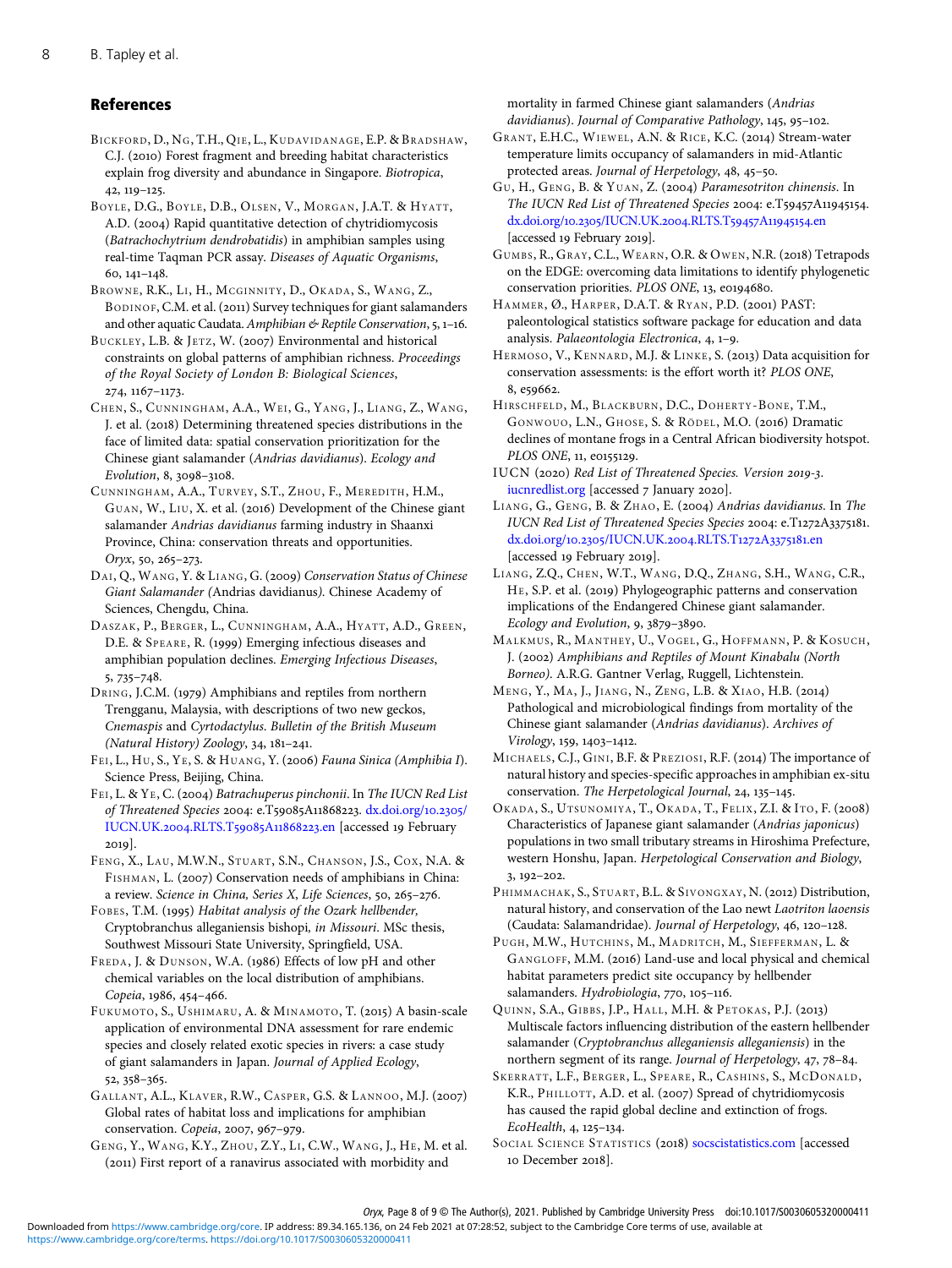## References

Bickford, D., Ng, T.H., Qie, L., Kudavidanage, E.P. & Bradshaw, C.J. (2010) Forest fragment and breeding habitat characteristics explain frog diversity and abundance in Singapore. *Biotropica*, 42, 119–125.

Boyle, D.G., Boyle, D.B., Olsen, V., Morgan, J.A.T. & Hyatt, A.D. (2004) Rapid quantitative detection of chytridiomycosis (*Batrachochytrium dendrobatidis*) in amphibian samples using real-time Taqman PCR assay. *Diseases of Aquatic Organisms*, 60, 141–148.

Browne, R.K., Li, H., Mcginnity, D., Okada, S., Wang, Z., Bodinof, C.M. et al. (2011) Survey techniques for giant salamanders and other aquatic Caudata. *Amphibian & Reptile Conservation*, 5, 1–16.

Buckley, L.B. & Jetz, W. (2007) Environmental and historical constraints on global patterns of amphibian richness. *Proceedings of the Royal Society of London B: Biological Sciences*, 274, 1167–1173.

Chen, S., Cunningham, A.A., Wei, G., Yang, J., Liang, Z., Wang, J. et al. (2018) Determining threatened species distributions in the face of limited data: spatial conservation prioritization for the Chinese giant salamander (*Andrias davidianus*). *Ecology and Evolution*, 8, 3098–3108.

Cunningham, A.A., Turvey, S.T., Zhou, F., Meredith, H.M., Guan, W., Liu, X. et al. (2016) Development of the Chinese giant salamander *Andrias davidianus* farming industry in Shaanxi Province, China: conservation threats and opportunities. *Oryx*, 50, 265–273.

Dai, Q., Wang, Y. & Liang, G. (2009) *Conservation Status of Chinese Giant Salamander (*Andrias davidianus*).* Chinese Academy of Sciences, Chengdu, China.

Daszak, P., Berger, L., Cunningham, A.A., Hyatt, A.D., Green, D.E. & Speare, R. (1999) Emerging infectious diseases and amphibian population declines. *Emerging Infectious Diseases*, 5, 735–748.

Dring, J.C.M. (1979) Amphibians and reptiles from northern Trengganu, Malaysia, with descriptions of two new geckos, *Cnemaspis* and *Cyrtodactylus*. *Bulletin of the British Museum (Natural History) Zoology*, 34, 181–241.

Fei, L., Hu, S., Ye, S. & Huang, Y. (2006) *Fauna Sinica (Amphibia I)*. Science Press, Beijing, China.

Fei, L. & Ye, C. (2004) *Batrachuperus pinchonii*. In *The IUCN Red List of Threatened Species* 2004: e.T59085A11868223. dx.doi.org/10.2305/IUCN.UK.2004.RLTS.T59085A11868223.en [accessed 19 February 2019].

Feng, X., Lau, M.W.N., Stuart, S.N., Chanson, J.S., Cox, N.A. & Fishman, L. (2007) Conservation needs of amphibians in China: a review. *Science in China, Series X, Life Sciences*, 50, 265–276.

Fobes, T.M. (1995) *Habitat analysis of the Ozark hellbender,* Cryptobranchus alleganiensis bishopi*, in Missouri*. MSc thesis, Southwest Missouri State University, Springfield, USA.

Freda, J. & Dunson, W.A. (1986) Effects of low pH and other chemical variables on the local distribution of amphibians. *Copeia*, 1986, 454–466.

Fukumoto, S., Ushimaru, A. & Minamoto, T. (2015) A basin-scale application of environmental DNA assessment for rare endemic species and closely related exotic species in rivers: a case study of giant salamanders in Japan. *Journal of Applied Ecology*, 52, 358–365.

Gallant, A.L., Klaver, R.W., Casper, G.S. & Lannoo, M.J. (2007) Global rates of habitat loss and implications for amphibian conservation. *Copeia*, 2007, 967–979.

Geng, Y., Wang, K.Y., Zhou, Z.Y., Li, C.W., Wang, J., He, M. et al. (2011) First report of a ranavirus associated with morbidity and mortality in farmed Chinese giant salamanders (*Andrias davidianus*). *Journal of Comparative Pathology*, 145, 95–102.

Grant, E.H.C., Wiewel, A.N. & Rice, K.C. (2014) Stream-water temperature limits occupancy of salamanders in mid-Atlantic protected areas. *Journal of Herpetology*, 48, 45–50.

Gu, H., Geng, B. & Yuan, Z. (2004) *Paramesotriton chinensis*. In *The IUCN Red List of Threatened Species* 2004: e.T59457A11945154. dx.doi.org/10.2305/IUCN.UK.2004.RLTS.T59457A11945154.en [accessed 19 February 2019].

Gumbs, R., Gray, C.L., Wearn, O.R. & Owen, N.R. (2018) Tetrapods on the EDGE: overcoming data limitations to identify phylogenetic conservation priorities. *PLOS ONE*, 13, e0194680.

Hammer, Ø., Harper, D.A.T. & Ryan, P.D. (2001) PAST: paleontological statistics software package for education and data analysis. *Palaeontologia Electronica*, 4, 1–9.

Hermoso, V., Kennard, M.J. & Linke, S. (2013) Data acquisition for conservation assessments: is the effort worth it? *PLOS ONE*, 8, e59662.

Hirschfeld, M., Blackburn, D.C., Doherty-Bone, T.M., Gonwouo, L.N., Ghose, S. & Rödel, M.O. (2016) Dramatic declines of montane frogs in a Central African biodiversity hotspot. *PLOS ONE*, 11, e0155129.

IUCN (2020) *Red List of Threatened Species. Version 2019-3*. iucnredlist.org [accessed 7 January 2020].

Liang, G., Geng, B. & Zhao, E. (2004) *Andrias davidianus*. In *The IUCN Red List of Threatened Species Species* 2004: e.T1272A3375181. dx.doi.org/10.2305/IUCN.UK.2004.RLTS.T1272A3375181.en [accessed 19 February 2019].

Liang, Z.Q., Chen, W.T., Wang, D.Q., Zhang, S.H., Wang, C.R., He, S.P. et al. (2019) Phylogeographic patterns and conservation implications of the Endangered Chinese giant salamander. *Ecology and Evolution*, 9, 3879–3890.

Malkmus, R., Manthey, U., Vogel, G., Hoffmann, P. & Kosuch, J. (2002) *Amphibians and Reptiles of Mount Kinabalu (North Borneo)*. A.R.G. Gantner Verlag, Ruggell, Lichtenstein.

Meng, Y., Ma, J., Jiang, N., Zeng, L.B. & Xiao, H.B. (2014) Pathological and microbiological findings from mortality of the Chinese giant salamander (*Andrias davidianus*). *Archives of Virology*, 159, 1403–1412.

Michaels, C.J., Gini, B.F. & Preziosi, R.F. (2014) The importance of natural history and species-specific approaches in amphibian ex-situ conservation. *The Herpetological Journal*, 24, 135–145.

Okada, S., Utsunomiya, T., Okada, T., Felix, Z.I. & Ito, F. (2008) Characteristics of Japanese giant salamander (*Andrias japonicus*) populations in two small tributary streams in Hiroshima Prefecture, western Honshu, Japan. *Herpetological Conservation and Biology*, 3, 192–202.

Phimmachak, S., Stuart, B.L. & Sivongxay, N. (2012) Distribution, natural history, and conservation of the Lao newt *Laotriton laoensis* (Caudata: Salamandridae). *Journal of Herpetology*, 46, 120–128.

Pugh, M.W., Hutchins, M., Madritch, M., Siefferman, L. & Gangloff, M.M. (2016) Land-use and local physical and chemical habitat parameters predict site occupancy by hellbender salamanders. *Hydrobiologia*, 770, 105–116.

Quinn, S.A., Gibbs, J.P., Hall, M.H. & Petokas, P.J. (2013) Multiscale factors influencing distribution of the eastern hellbender salamander (*Cryptobranchus alleganiensis alleganiensis*) in the northern segment of its range. *Journal of Herpetology*, 47, 78–84.

Skerratt, L.F., Berger, L., Speare, R., Cashins, S., McDonald, K.R., Phillott, A.D. et al. (2007) Spread of chytridiomycosis has caused the rapid global decline and extinction of frogs. *EcoHealth*, 4, 125–134.

Social Science Statistics (2018) socscistatistics.com [accessed 10 December 2018].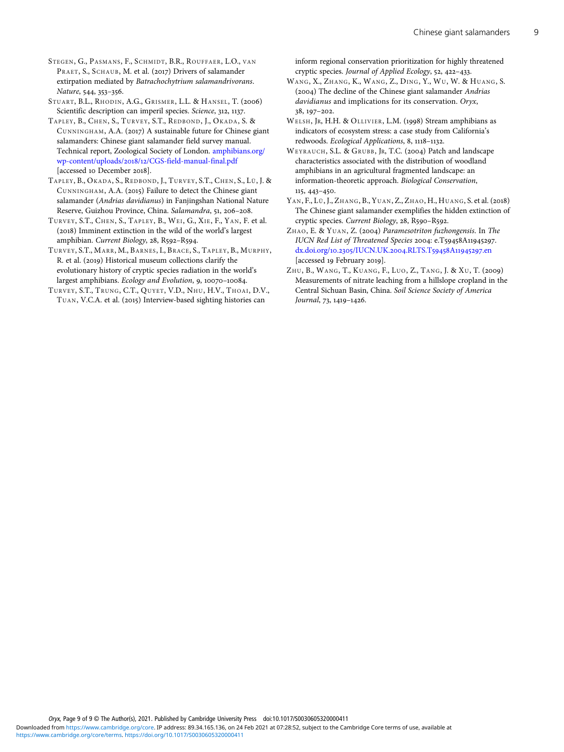Stegen, G., Pasmans, F., Schmidt, B.R., Rouffaer, L.O., van Praet, S., Schaub, M. et al. (2017) Drivers of salamander extirpation mediated by *Batrachochytrium salamandrivorans*. *Nature*, 544, 353–356.

Stuart, B.L., Rhodin, A.G., Grismer, L.L. & Hansel, T. (2006) Scientific description can imperil species. *Science*, 312, 1137.

Tapley, B., Chen, S., Turvey, S.T., Redbond, J., Okada, S. & Cunningham, A.A. (2017) A sustainable future for Chinese giant salamanders: Chinese giant salamander field survey manual. Technical report, Zoological Society of London. amphibians.org/wp-content/uploads/2018/12/CGS-field-manual-final.pdf [accessed 10 December 2018].

Tapley, B., Okada, S., Redbond, J., Turvey, S.T., Chen, S., Lü, J. & Cunningham, A.A. (2015) Failure to detect the Chinese giant salamander (*Andrias davidianus*) in Fanjingshan National Nature Reserve, Guizhou Province, China. *Salamandra*, 51, 206–208.

Turvey, S.T., Chen, S., Tapley, B., Wei, G., Xie, F., Yan, F. et al. (2018) Imminent extinction in the wild of the world's largest amphibian. *Current Biology*, 28, R592–R594.

Turvey, S.T., Marr, M., Barnes, I., Brace, S., Tapley, B., Murphy, R. et al. (2019) Historical museum collections clarify the evolutionary history of cryptic species radiation in the world's largest amphibians. *Ecology and Evolution*, 9, 10070–10084.

Turvey, S.T., Trung, C.T., Quyet, V.D., Nhu, H.V., Thoai, D.V., Tuan, V.C.A. et al. (2015) Interview-based sighting histories can inform regional conservation prioritization for highly threatened cryptic species. *Journal of Applied Ecology*, 52, 422–433.

Wang, X., Zhang, K., Wang, Z., Ding, Y., Wu, W. & Huang, S. (2004) The decline of the Chinese giant salamander *Andrias davidianus* and implications for its conservation. *Oryx*, 38, 197–202.

Welsh, Jr, H.H. & Ollivier, L.M. (1998) Stream amphibians as indicators of ecosystem stress: a case study from California's redwoods. *Ecological Applications*, 8, 1118–1132.

Weyrauch, S.L. & Grubb, Jr, T.C. (2004) Patch and landscape characteristics associated with the distribution of woodland amphibians in an agricultural fragmented landscape: an information-theoretic approach. *Biological Conservation*, 115, 443–450.

Yan, F., Lü, J., Zhang, B., Yuan, Z., Zhao, H., Huang, S. et al. (2018) The Chinese giant salamander exemplifies the hidden extinction of cryptic species. *Current Biology*, 28, R590–R592.

Zhao, E. & Yuan, Z. (2004) *Paramesotriton fuzhongensis*. In *The IUCN Red List of Threatened Species* 2004: e.T59458A11945297. dx.doi.org/10.2305/IUCN.UK.2004.RLTS.T59458A11945297.en [accessed 19 February 2019].

Zhu, B., Wang, T., Kuang, F., Luo, Z., Tang, J. & Xu, T. (2009) Measurements of nitrate leaching from a hillslope cropland in the Central Sichuan Basin, China. *Soil Science Society of America Journal*, 73, 1419–1426.